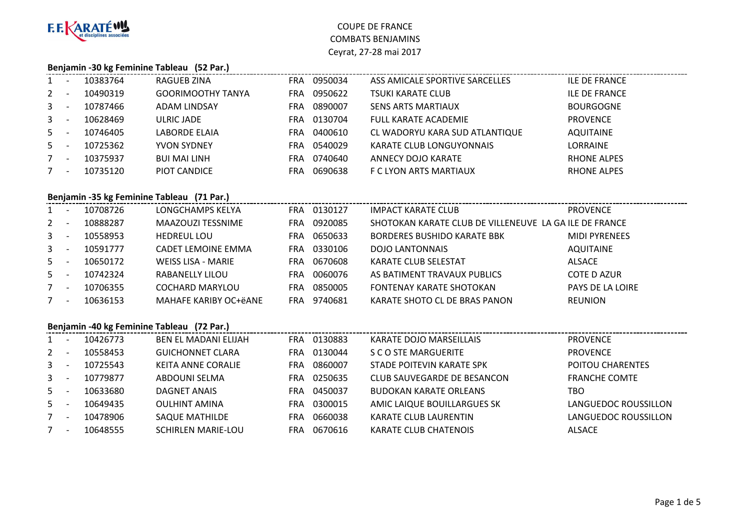F.F. KARATÉ et disciplines associées

COUPE DE FRANCE
COMBATS BENJAMINS
Ceyrat, 27-28 mai 2017

### Benjamin -30 kg Feminine Tableau (52 Par.)

| | | | | | | | |
|---|---|---|---|---|---|---|---|
| 1 | - | 10383764 | RAGUEB ZINA | FRA | 0950034 | ASS AMICALE SPORTIVE SARCELLES | ILE DE FRANCE |
| 2 | - | 10490319 | GOORIMOOTHY TANYA | FRA | 0950622 | TSUKI KARATE CLUB | ILE DE FRANCE |
| 3 | - | 10787466 | ADAM LINDSAY | FRA | 0890007 | SENS ARTS MARTIAUX | BOURGOGNE |
| 3 | - | 10628469 | ULRIC JADE | FRA | 0130704 | FULL KARATE ACADEMIE | PROVENCE |
| 5 | - | 10746405 | LABORDE ELAIA | FRA | 0400610 | CL WADORYU KARA SUD ATLANTIQUE | AQUITAINE |
| 5 | - | 10725362 | YVON SYDNEY | FRA | 0540029 | KARATE CLUB LONGUYONNAIS | LORRAINE |
| 7 | - | 10375937 | BUI MAI LINH | FRA | 0740640 | ANNECY DOJO KARATE | RHONE ALPES |
| 7 | - | 10735120 | PIOT CANDICE | FRA | 0690638 | F C LYON ARTS MARTIAUX | RHONE ALPES |

### Benjamin -35 kg Feminine Tableau (71 Par.)

| | | | | | | | |
|---|---|---|---|---|---|---|---|
| 1 | - | 10708726 | LONGCHAMPS KELYA | FRA | 0130127 | IMPACT KARATE CLUB | PROVENCE |
| 2 | - | 10888287 | MAAZOUZI TESSNIME | FRA | 0920085 | SHOTOKAN KARATE CLUB DE VILLENEUVE LA GA | ILE DE FRANCE |
| 3 | - | 10558953 | HEDREUL LOU | FRA | 0650633 | BORDERES BUSHIDO KARATE BBK | MIDI PYRENEES |
| 3 | - | 10591777 | CADET LEMOINE EMMA | FRA | 0330106 | DOJO LANTONNAIS | AQUITAINE |
| 5 | - | 10650172 | WEISS LISA - MARIE | FRA | 0670608 | KARATE CLUB SELESTAT | ALSACE |
| 5 | - | 10742324 | RABANELLY LILOU | FRA | 0060076 | AS BATIMENT TRAVAUX PUBLICS | COTE D AZUR |
| 7 | - | 10706355 | COCHARD MARYLOU | FRA | 0850005 | FONTENAY KARATE SHOTOKAN | PAYS DE LA LOIRE |
| 7 | - | 10636153 | MAHAFE KARIBY OC+ëANE | FRA | 9740681 | KARATE SHOTO CL DE BRAS PANON | REUNION |

### Benjamin -40 kg Feminine Tableau (72 Par.)

| | | | | | | | |
|---|---|---|---|---|---|---|---|
| 1 | - | 10426773 | BEN EL MADANI ELIJAH | FRA | 0130883 | KARATE DOJO MARSEILLAIS | PROVENCE |
| 2 | - | 10558453 | GUICHONNET CLARA | FRA | 0130044 | S C O STE MARGUERITE | PROVENCE |
| 3 | - | 10725543 | KEITA ANNE CORALIE | FRA | 0860007 | STADE POITEVIN KARATE SPK | POITOU CHARENTES |
| 3 | - | 10779877 | ABDOUNI SELMA | FRA | 0250635 | CLUB SAUVEGARDE DE BESANCON | FRANCHE COMTE |
| 5 | - | 10633680 | DAGNET ANAIS | FRA | 0450037 | BUDOKAN KARATE ORLEANS | TBO |
| 5 | - | 10649435 | OULHINT AMINA | FRA | 0300015 | AMIC LAIQUE BOUILLARGUES SK | LANGUEDOC ROUSSILLON |
| 7 | - | 10478906 | SAQUE MATHILDE | FRA | 0660038 | KARATE CLUB LAURENTIN | LANGUEDOC ROUSSILLON |
| 7 | - | 10648555 | SCHIRLEN MARIE-LOU | FRA | 0670616 | KARATE CLUB CHATENOIS | ALSACE |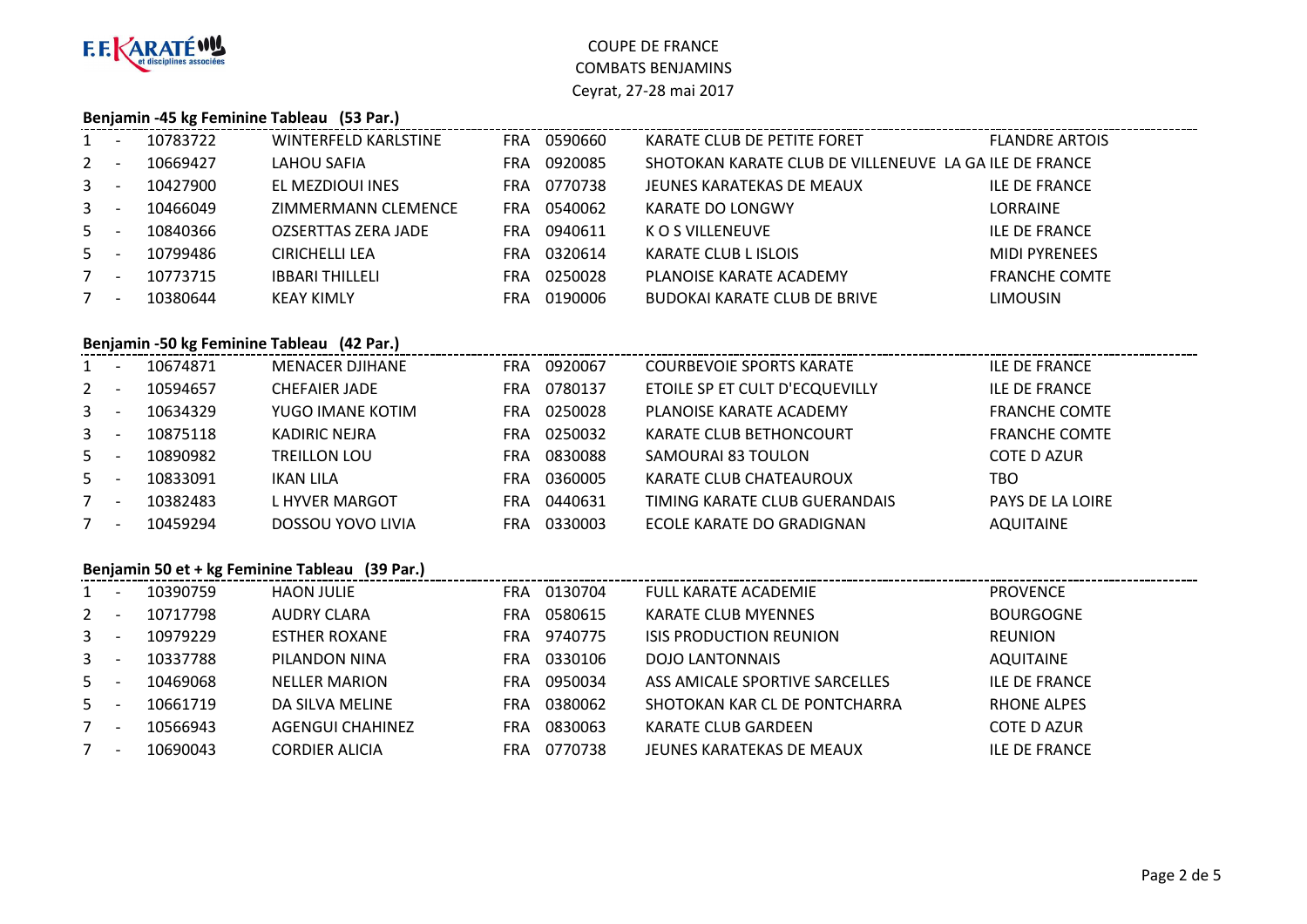F.F. KARATÉ et disciplines associées

# COUPE DE FRANCE
## COMBATS BENJAMINS
Ceyrat, 27-28 mai 2017

### Benjamin -45 kg Feminine Tableau (53 Par.)

| Rang | Licence | Nom | Pays | Club N° | Club | Ligue |
|---|---|---|---|---|---|---|
| 1 - | 10783722 | WINTERFELD KARLSTINE | FRA | 0590660 | KARATE CLUB DE PETITE FORET | FLANDRE ARTOIS |
| 2 - | 10669427 | LAHOU SAFIA | FRA | 0920085 | SHOTOKAN KARATE CLUB DE VILLENEUVE LA GA | ILE DE FRANCE |
| 3 - | 10427900 | EL MEZDIOUI INES | FRA | 0770738 | JEUNES KARATEKAS DE MEAUX | ILE DE FRANCE |
| 3 - | 10466049 | ZIMMERMANN CLEMENCE | FRA | 0540062 | KARATE DO LONGWY | LORRAINE |
| 5 - | 10840366 | OZSERTTAS ZERA JADE | FRA | 0940611 | K O S VILLENEUVE | ILE DE FRANCE |
| 5 - | 10799486 | CIRICHELLI LEA | FRA | 0320614 | KARATE CLUB L ISLOIS | MIDI PYRENEES |
| 7 - | 10773715 | IBBARI THILLELI | FRA | 0250028 | PLANOISE KARATE ACADEMY | FRANCHE COMTE |
| 7 - | 10380644 | KEAY KIMLY | FRA | 0190006 | BUDOKAI KARATE CLUB DE BRIVE | LIMOUSIN |

### Benjamin -50 kg Feminine Tableau (42 Par.)

| Rang | Licence | Nom | Pays | Club N° | Club | Ligue |
|---|---|---|---|---|---|---|
| 1 - | 10674871 | MENACER DJIHANE | FRA | 0920067 | COURBEVOIE SPORTS KARATE | ILE DE FRANCE |
| 2 - | 10594657 | CHEFAIER JADE | FRA | 0780137 | ETOILE SP ET CULT D'ECQUEVILLY | ILE DE FRANCE |
| 3 - | 10634329 | YUGO IMANE KOTIM | FRA | 0250028 | PLANOISE KARATE ACADEMY | FRANCHE COMTE |
| 3 - | 10875118 | KADIRIC NEJRA | FRA | 0250032 | KARATE CLUB BETHONCOURT | FRANCHE COMTE |
| 5 - | 10890982 | TREILLON LOU | FRA | 0830088 | SAMOURAI 83 TOULON | COTE D AZUR |
| 5 - | 10833091 | IKAN LILA | FRA | 0360005 | KARATE CLUB CHATEAUROUX | TBO |
| 7 - | 10382483 | L HYVER MARGOT | FRA | 0440631 | TIMING KARATE CLUB GUERANDAIS | PAYS DE LA LOIRE |
| 7 - | 10459294 | DOSSOU YOVO LIVIA | FRA | 0330003 | ECOLE KARATE DO GRADIGNAN | AQUITAINE |

### Benjamin 50 et + kg Feminine Tableau (39 Par.)

| Rang | Licence | Nom | Pays | Club N° | Club | Ligue |
|---|---|---|---|---|---|---|
| 1 - | 10390759 | HAON JULIE | FRA | 0130704 | FULL KARATE ACADEMIE | PROVENCE |
| 2 - | 10717798 | AUDRY CLARA | FRA | 0580615 | KARATE CLUB MYENNES | BOURGOGNE |
| 3 - | 10979229 | ESTHER ROXANE | FRA | 9740775 | ISIS PRODUCTION REUNION | REUNION |
| 3 - | 10337788 | PILANDON NINA | FRA | 0330106 | DOJO LANTONNAIS | AQUITAINE |
| 5 - | 10469068 | NELLER MARION | FRA | 0950034 | ASS AMICALE SPORTIVE SARCELLES | ILE DE FRANCE |
| 5 - | 10661719 | DA SILVA MELINE | FRA | 0380062 | SHOTOKAN KAR CL DE PONTCHARRA | RHONE ALPES |
| 7 - | 10566943 | AGENGUI CHAHINEZ | FRA | 0830063 | KARATE CLUB GARDEEN | COTE D AZUR |
| 7 - | 10690043 | CORDIER ALICIA | FRA | 0770738 | JEUNES KARATEKAS DE MEAUX | ILE DE FRANCE |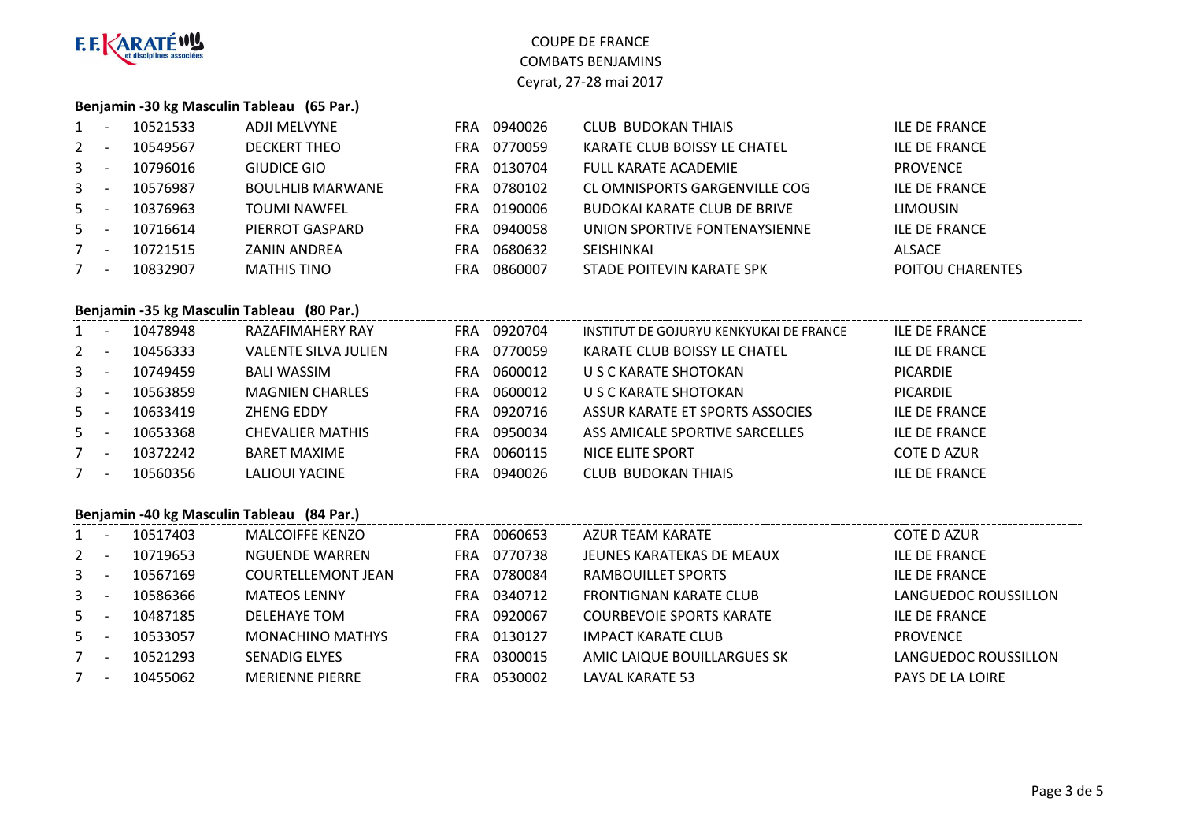COUPE DE FRANCE
COMBATS BENJAMINS
Ceyrat, 27-28 mai 2017

### Benjamin -30 kg Masculin Tableau (65 Par.)

| | | | | | | | |
|---|---|---|---|---|---|---|---|
| 1 | - | 10521533 | ADJI MELVYNE | FRA 0940026 | CLUB BUDOKAN THIAIS | ILE DE FRANCE |
| 2 | - | 10549567 | DECKERT THEO | FRA 0770059 | KARATE CLUB BOISSY LE CHATEL | ILE DE FRANCE |
| 3 | - | 10796016 | GIUDICE GIO | FRA 0130704 | FULL KARATE ACADEMIE | PROVENCE |
| 3 | - | 10576987 | BOULHLIB MARWANE | FRA 0780102 | CL OMNISPORTS GARGENVILLE COG | ILE DE FRANCE |
| 5 | - | 10376963 | TOUMI NAWFEL | FRA 0190006 | BUDOKAI KARATE CLUB DE BRIVE | LIMOUSIN |
| 5 | - | 10716614 | PIERROT GASPARD | FRA 0940058 | UNION SPORTIVE FONTENAYSIENNE | ILE DE FRANCE |
| 7 | - | 10721515 | ZANIN ANDREA | FRA 0680632 | SEISHINKAI | ALSACE |
| 7 | - | 10832907 | MATHIS TINO | FRA 0860007 | STADE POITEVIN KARATE SPK | POITOU CHARENTES |

### Benjamin -35 kg Masculin Tableau (80 Par.)

| | | | | | | |
|---|---|---|---|---|---|---|
| 1 | - | 10478948 | RAZAFIMAHERY RAY | FRA 0920704 | INSTITUT DE GOJURYU KENKYUKAI DE FRANCE | ILE DE FRANCE |
| 2 | - | 10456333 | VALENTE SILVA JULIEN | FRA 0770059 | KARATE CLUB BOISSY LE CHATEL | ILE DE FRANCE |
| 3 | - | 10749459 | BALI WASSIM | FRA 0600012 | U S C KARATE SHOTOKAN | PICARDIE |
| 3 | - | 10563859 | MAGNIEN CHARLES | FRA 0600012 | U S C KARATE SHOTOKAN | PICARDIE |
| 5 | - | 10633419 | ZHENG EDDY | FRA 0920716 | ASSUR KARATE ET SPORTS ASSOCIES | ILE DE FRANCE |
| 5 | - | 10653368 | CHEVALIER MATHIS | FRA 0950034 | ASS AMICALE SPORTIVE SARCELLES | ILE DE FRANCE |
| 7 | - | 10372242 | BARET MAXIME | FRA 0060115 | NICE ELITE SPORT | COTE D AZUR |
| 7 | - | 10560356 | LALIOUI YACINE | FRA 0940026 | CLUB BUDOKAN THIAIS | ILE DE FRANCE |

### Benjamin -40 kg Masculin Tableau (84 Par.)

| | | | | | | |
|---|---|---|---|---|---|---|
| 1 | - | 10517403 | MALCOIFFE KENZO | FRA 0060653 | AZUR TEAM KARATE | COTE D AZUR |
| 2 | - | 10719653 | NGUENDE WARREN | FRA 0770738 | JEUNES KARATEKAS DE MEAUX | ILE DE FRANCE |
| 3 | - | 10567169 | COURTELLEMONT JEAN | FRA 0780084 | RAMBOUILLET SPORTS | ILE DE FRANCE |
| 3 | - | 10586366 | MATEOS LENNY | FRA 0340712 | FRONTIGNAN KARATE CLUB | LANGUEDOC ROUSSILLON |
| 5 | - | 10487185 | DELEHAYE TOM | FRA 0920067 | COURBEVOIE SPORTS KARATE | ILE DE FRANCE |
| 5 | - | 10533057 | MONACHINO MATHYS | FRA 0130127 | IMPACT KARATE CLUB | PROVENCE |
| 7 | - | 10521293 | SENADIG ELYES | FRA 0300015 | AMIC LAIQUE BOUILLARGUES SK | LANGUEDOC ROUSSILLON |
| 7 | - | 10455062 | MERIENNE PIERRE | FRA 0530002 | LAVAL KARATE 53 | PAYS DE LA LOIRE |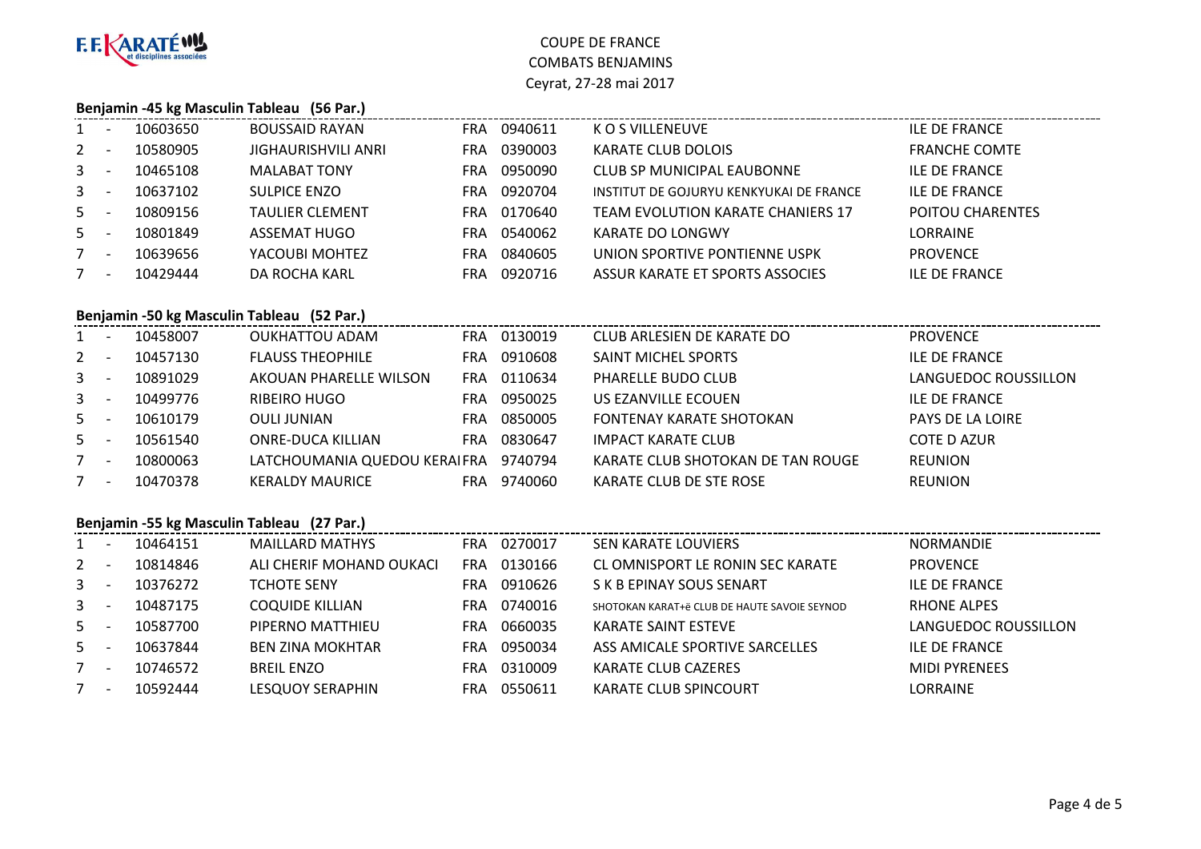COUPE DE FRANCE
COMBATS BENJAMINS
Ceyrat, 27-28 mai 2017

### Benjamin -45 kg Masculin Tableau (56 Par.)

| | | | | | | | |
|---|---|---|---|---|---|---|---|
| 1 | - | 10603650 | BOUSSAID RAYAN | FRA | 0940611 | K O S VILLENEUVE | ILE DE FRANCE |
| 2 | - | 10580905 | JIGHAURISHVILI ANRI | FRA | 0390003 | KARATE CLUB DOLOIS | FRANCHE COMTE |
| 3 | - | 10465108 | MALABAT TONY | FRA | 0950090 | CLUB SP MUNICIPAL EAUBONNE | ILE DE FRANCE |
| 3 | - | 10637102 | SULPICE ENZO | FRA | 0920704 | INSTITUT DE GOJURYU KENKYUKAI DE FRANCE | ILE DE FRANCE |
| 5 | - | 10809156 | TAULIER CLEMENT | FRA | 0170640 | TEAM EVOLUTION KARATE CHANIERS 17 | POITOU CHARENTES |
| 5 | - | 10801849 | ASSEMAT HUGO | FRA | 0540062 | KARATE DO LONGWY | LORRAINE |
| 7 | - | 10639656 | YACOUBI MOHTEZ | FRA | 0840605 | UNION SPORTIVE PONTIENNE USPK | PROVENCE |
| 7 | - | 10429444 | DA ROCHA KARL | FRA | 0920716 | ASSUR KARATE ET SPORTS ASSOCIES | ILE DE FRANCE |

### Benjamin -50 kg Masculin Tableau (52 Par.)

| | | | | | | | |
|---|---|---|---|---|---|---|---|
| 1 | - | 10458007 | OUKHATTOU ADAM | FRA | 0130019 | CLUB ARLESIEN DE KARATE DO | PROVENCE |
| 2 | - | 10457130 | FLAUSS THEOPHILE | FRA | 0910608 | SAINT MICHEL SPORTS | ILE DE FRANCE |
| 3 | - | 10891029 | AKOUAN PHARELLE WILSON | FRA | 0110634 | PHARELLE BUDO CLUB | LANGUEDOC ROUSSILLON |
| 3 | - | 10499776 | RIBEIRO HUGO | FRA | 0950025 | US EZANVILLE ECOUEN | ILE DE FRANCE |
| 5 | - | 10610179 | OULI JUNIAN | FRA | 0850005 | FONTENAY KARATE SHOTOKAN | PAYS DE LA LOIRE |
| 5 | - | 10561540 | ONRE-DUCA KILLIAN | FRA | 0830647 | IMPACT KARATE CLUB | COTE D AZUR |
| 7 | - | 10800063 | LATCHOUMANIA QUEDOU KERAI | FRA | 9740794 | KARATE CLUB SHOTOKAN DE TAN ROUGE | REUNION |
| 7 | - | 10470378 | KERALDY MAURICE | FRA | 9740060 | KARATE CLUB DE STE ROSE | REUNION |

### Benjamin -55 kg Masculin Tableau (27 Par.)

| | | | | | | | |
|---|---|---|---|---|---|---|---|
| 1 | - | 10464151 | MAILLARD MATHYS | FRA | 0270017 | SEN KARATE LOUVIERS | NORMANDIE |
| 2 | - | 10814846 | ALI CHERIF MOHAND OUKACI | FRA | 0130166 | CL OMNISPORT LE RONIN SEC KARATE | PROVENCE |
| 3 | - | 10376272 | TCHOTE SENY | FRA | 0910626 | S K B EPINAY SOUS SENART | ILE DE FRANCE |
| 3 | - | 10487175 | COQUIDE KILLIAN | FRA | 0740016 | SHOTOKAN KARAT+ë CLUB DE HAUTE SAVOIE SEYNOD | RHONE ALPES |
| 5 | - | 10587700 | PIPERNO MATTHIEU | FRA | 0660035 | KARATE SAINT ESTEVE | LANGUEDOC ROUSSILLON |
| 5 | - | 10637844 | BEN ZINA MOKHTAR | FRA | 0950034 | ASS AMICALE SPORTIVE SARCELLES | ILE DE FRANCE |
| 7 | - | 10746572 | BREIL ENZO | FRA | 0310009 | KARATE CLUB CAZERES | MIDI PYRENEES |
| 7 | - | 10592444 | LESQUOY SERAPHIN | FRA | 0550611 | KARATE CLUB SPINCOURT | LORRAINE |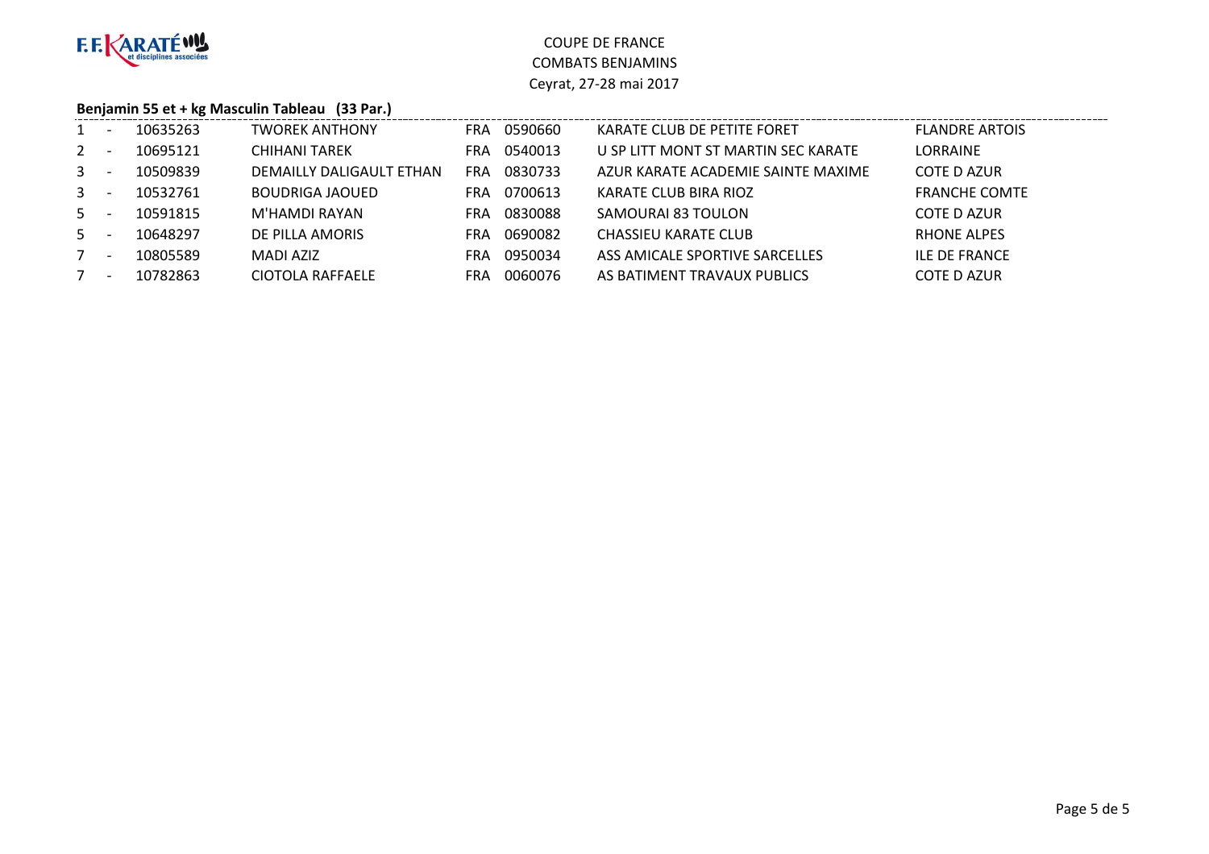COUPE DE FRANCE
COMBATS BENJAMINS
Ceyrat, 27-28 mai 2017

**Benjamin 55 et + kg Masculin Tableau (33 Par.)**

| | | | | | | | |
|---|---|---|---|---|---|---|---|
| 1 | - | 10635263 | TWOREK ANTHONY | FRA | 0590660 | KARATE CLUB DE PETITE FORET | FLANDRE ARTOIS |
| 2 | - | 10695121 | CHIHANI TAREK | FRA | 0540013 | U SP LITT MONT ST MARTIN SEC KARATE | LORRAINE |
| 3 | - | 10509839 | DEMAILLY DALIGAULT ETHAN | FRA | 0830733 | AZUR KARATE ACADEMIE SAINTE MAXIME | COTE D AZUR |
| 3 | - | 10532761 | BOUDRIGA JAOUED | FRA | 0700613 | KARATE CLUB BIRA RIOZ | FRANCHE COMTE |
| 5 | - | 10591815 | M'HAMDI RAYAN | FRA | 0830088 | SAMOURAI 83 TOULON | COTE D AZUR |
| 5 | - | 10648297 | DE PILLA AMORIS | FRA | 0690082 | CHASSIEU KARATE CLUB | RHONE ALPES |
| 7 | - | 10805589 | MADI AZIZ | FRA | 0950034 | ASS AMICALE SPORTIVE SARCELLES | ILE DE FRANCE |
| 7 | - | 10782863 | CIOTOLA RAFFAELE | FRA | 0060076 | AS BATIMENT TRAVAUX PUBLICS | COTE D AZUR |